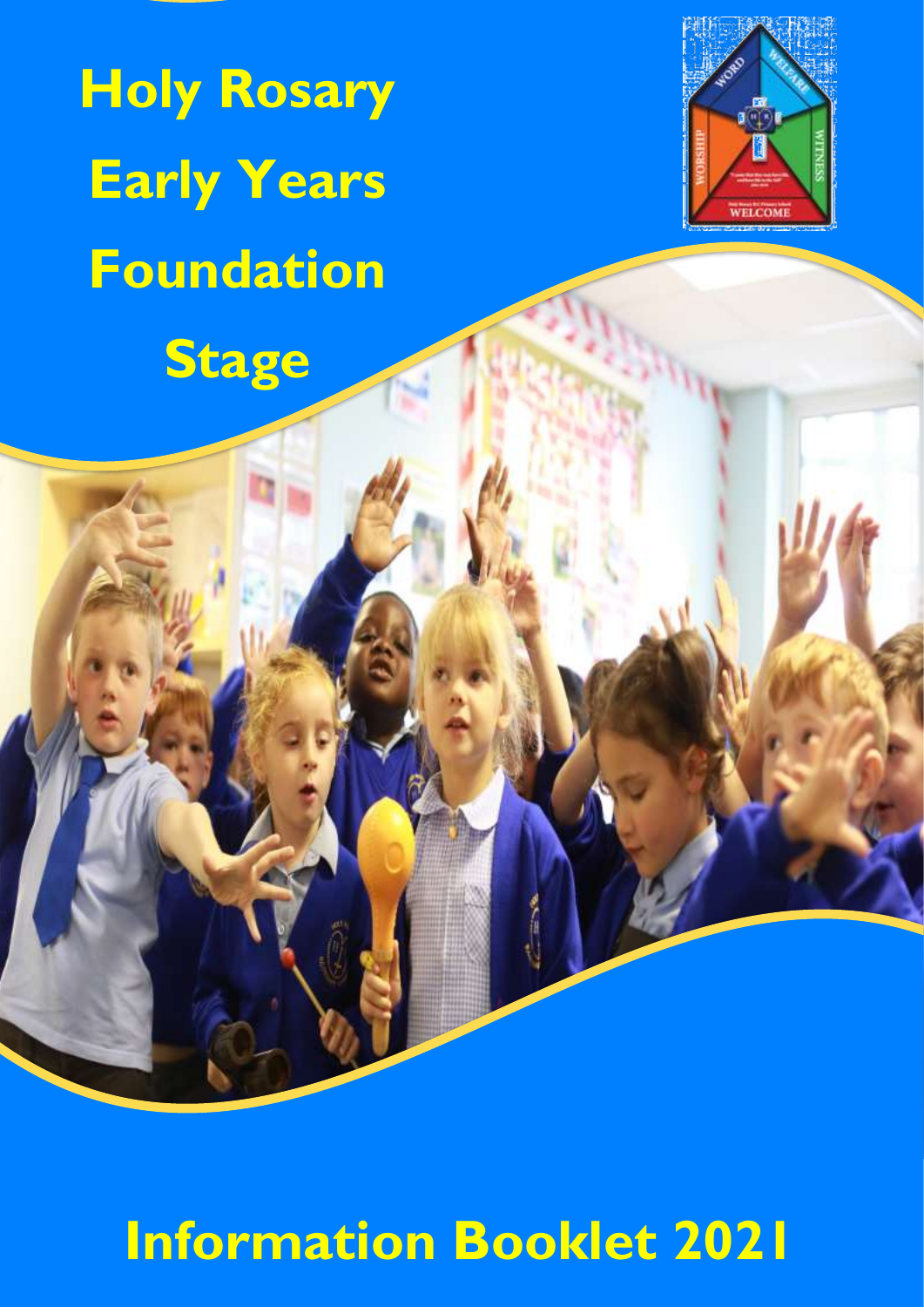# Holy Rosary Early Years Foundation Stage

# Information Booklet 2021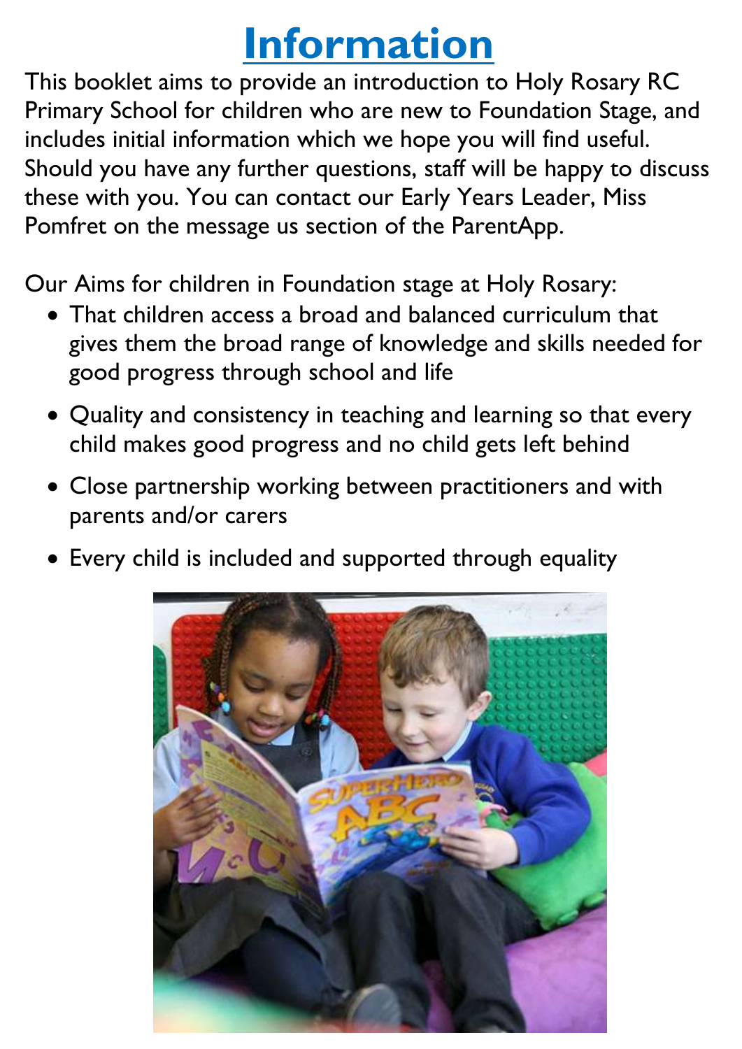# Information

This booklet aims to provide an introduction to Holy Rosary RC Primary School for children who are new to Foundation Stage, and includes initial information which we hope you will find useful. Should you have any further questions, staff will be happy to discuss these with you. You can contact our Early Years Leader, Miss Pomfret on the message us section of the ParentApp.

Our Aims for children in Foundation stage at Holy Rosary:

- That children access a broad and balanced curriculum that gives them the broad range of knowledge and skills needed for good progress through school and life
- Quality and consistency in teaching and learning so that every child makes good progress and no child gets left behind
- Close partnership working between practitioners and with parents and/or carers
- Every child is included and supported through equality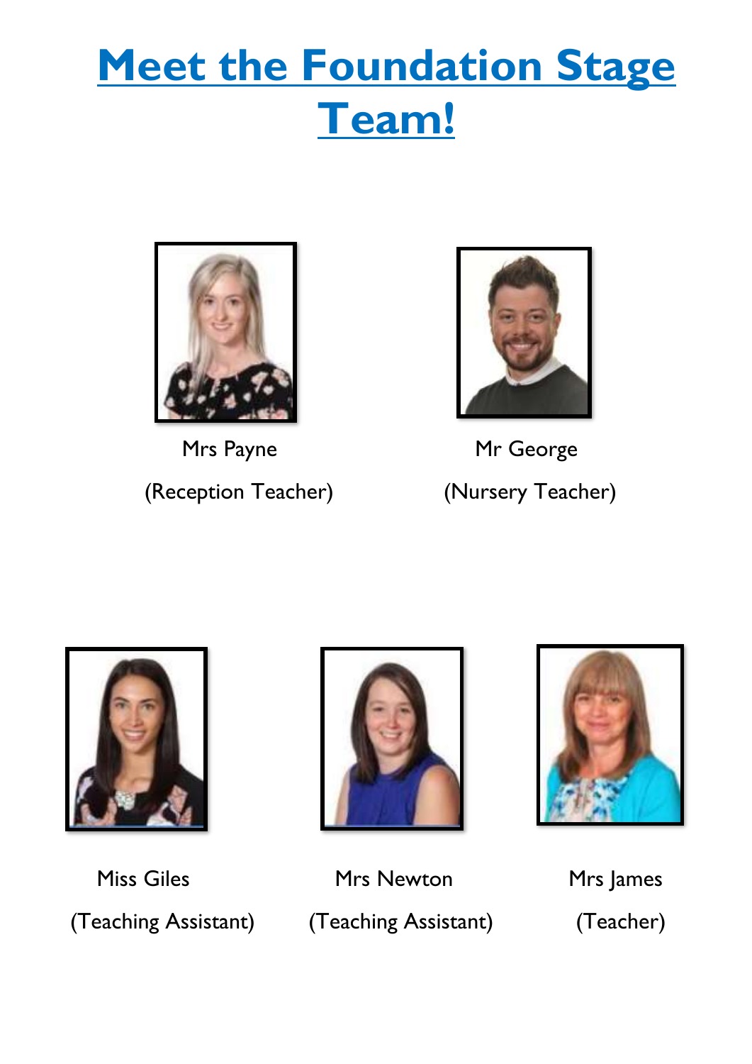# Meet the Foundation Stage Team!

Mrs Payne

(Reception Teacher)

Mr George

(Nursery Teacher)

Miss Giles

(Teaching Assistant)

Mrs Newton

(Teaching Assistant)

Mrs James

(Teacher)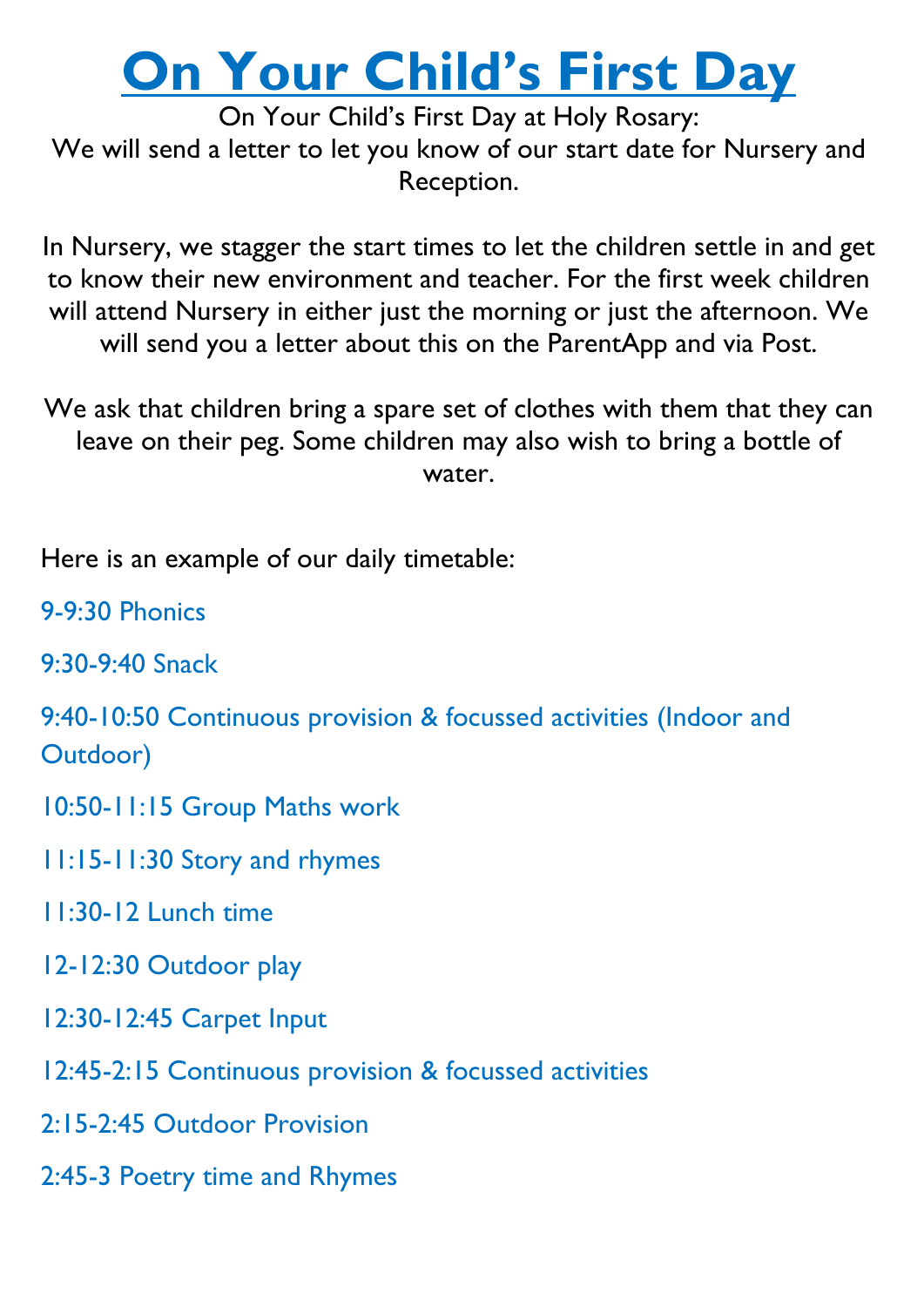# On Your Child's First Day

On Your Child's First Day at Holy Rosary:

We will send a letter to let you know of our start date for Nursery and Reception.

In Nursery, we stagger the start times to let the children settle in and get to know their new environment and teacher. For the first week children will attend Nursery in either just the morning or just the afternoon. We will send you a letter about this on the ParentApp and via Post.

We ask that children bring a spare set of clothes with them that they can leave on their peg. Some children may also wish to bring a bottle of water.

Here is an example of our daily timetable:

9-9:30 Phonics

9:30-9:40 Snack

9:40-10:50 Continuous provision & focussed activities (Indoor and Outdoor)

10:50-11:15 Group Maths work

11:15-11:30 Story and rhymes

11:30-12 Lunch time

12-12:30 Outdoor play

12:30-12:45 Carpet Input

12:45-2:15 Continuous provision & focussed activities

2:15-2:45 Outdoor Provision

2:45-3 Poetry time and Rhymes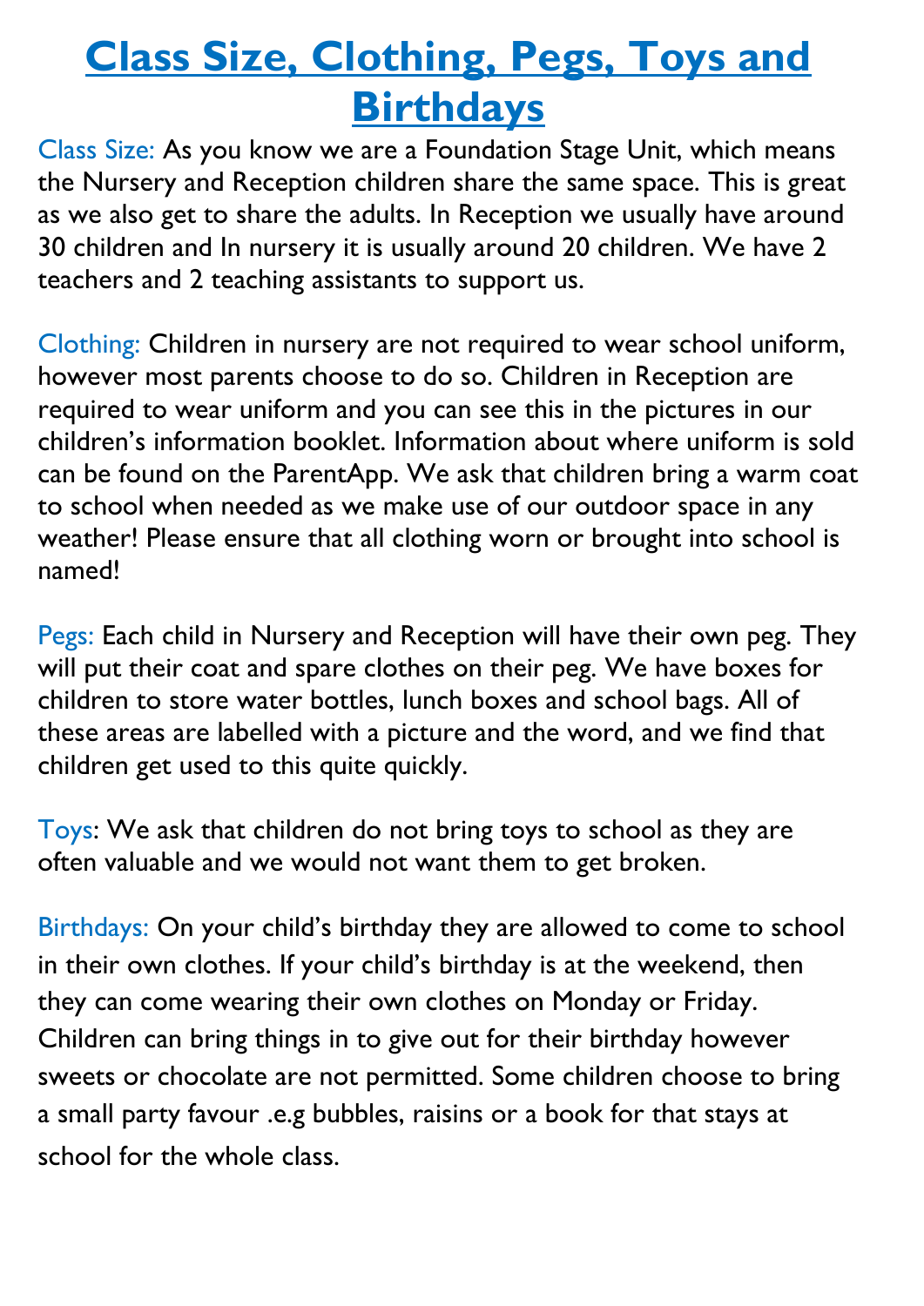# Class Size, Clothing, Pegs, Toys and Birthdays

Class Size: As you know we are a Foundation Stage Unit, which means the Nursery and Reception children share the same space. This is great as we also get to share the adults. In Reception we usually have around 30 children and In nursery it is usually around 20 children. We have 2 teachers and 2 teaching assistants to support us.

Clothing: Children in nursery are not required to wear school uniform, however most parents choose to do so. Children in Reception are required to wear uniform and you can see this in the pictures in our children's information booklet. Information about where uniform is sold can be found on the ParentApp. We ask that children bring a warm coat to school when needed as we make use of our outdoor space in any weather! Please ensure that all clothing worn or brought into school is named!

Pegs: Each child in Nursery and Reception will have their own peg. They will put their coat and spare clothes on their peg. We have boxes for children to store water bottles, lunch boxes and school bags. All of these areas are labelled with a picture and the word, and we find that children get used to this quite quickly.

Toys: We ask that children do not bring toys to school as they are often valuable and we would not want them to get broken.

Birthdays: On your child's birthday they are allowed to come to school in their own clothes. If your child's birthday is at the weekend, then they can come wearing their own clothes on Monday or Friday. Children can bring things in to give out for their birthday however sweets or chocolate are not permitted. Some children choose to bring a small party favour .e.g bubbles, raisins or a book for that stays at school for the whole class.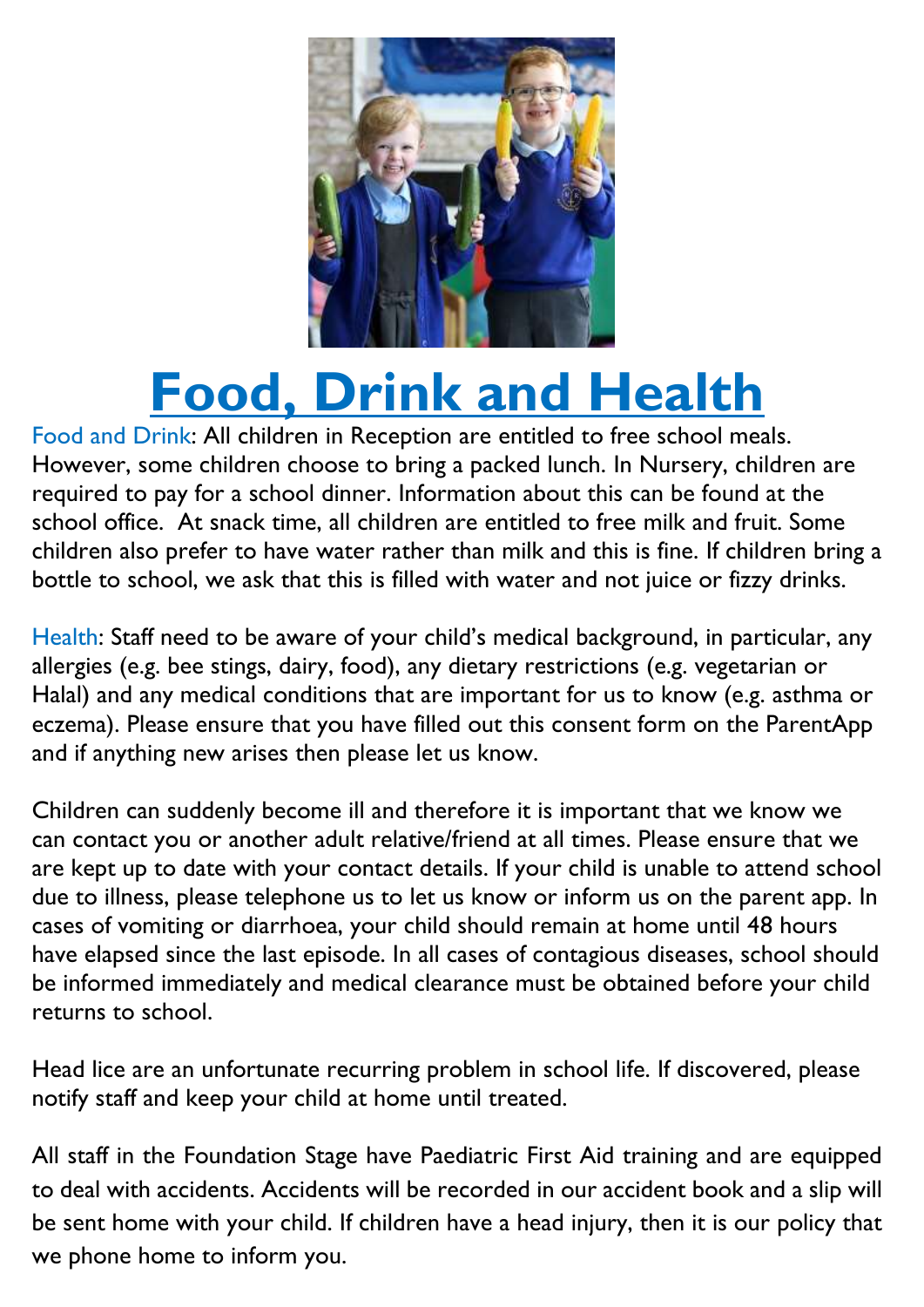# Food, Drink and Health

Food and Drink: All children in Reception are entitled to free school meals. However, some children choose to bring a packed lunch. In Nursery, children are required to pay for a school dinner. Information about this can be found at the school office. At snack time, all children are entitled to free milk and fruit. Some children also prefer to have water rather than milk and this is fine. If children bring a bottle to school, we ask that this is filled with water and not juice or fizzy drinks.

Health: Staff need to be aware of your child's medical background, in particular, any allergies (e.g. bee stings, dairy, food), any dietary restrictions (e.g. vegetarian or Halal) and any medical conditions that are important for us to know (e.g. asthma or eczema). Please ensure that you have filled out this consent form on the ParentApp and if anything new arises then please let us know.

Children can suddenly become ill and therefore it is important that we know we can contact you or another adult relative/friend at all times. Please ensure that we are kept up to date with your contact details. If your child is unable to attend school due to illness, please telephone us to let us know or inform us on the parent app. In cases of vomiting or diarrhoea, your child should remain at home until 48 hours have elapsed since the last episode. In all cases of contagious diseases, school should be informed immediately and medical clearance must be obtained before your child returns to school.

Head lice are an unfortunate recurring problem in school life. If discovered, please notify staff and keep your child at home until treated.

All staff in the Foundation Stage have Paediatric First Aid training and are equipped to deal with accidents. Accidents will be recorded in our accident book and a slip will be sent home with your child. If children have a head injury, then it is our policy that we phone home to inform you.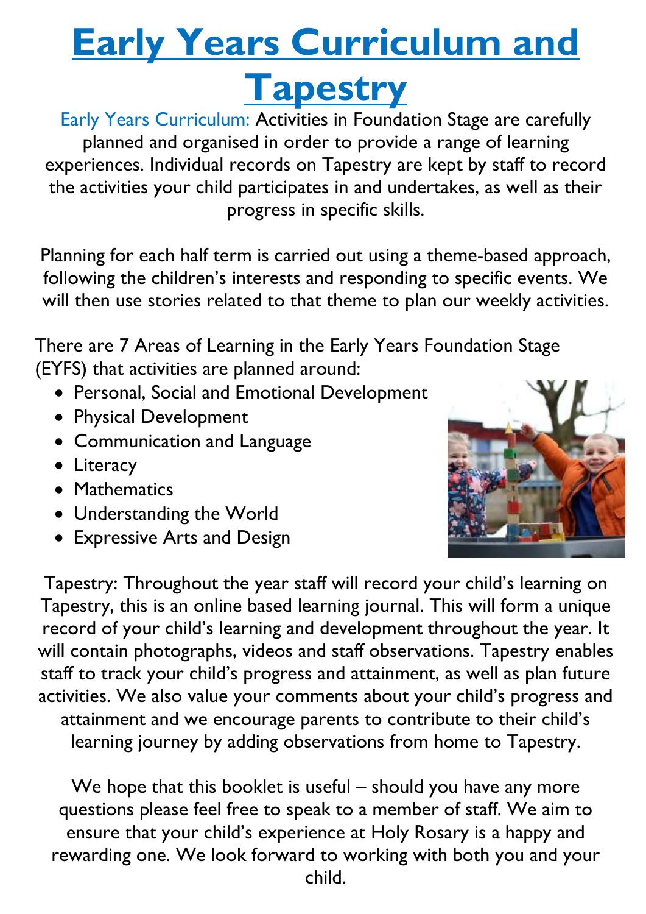# Early Years Curriculum and Tapestry

Early Years Curriculum: Activities in Foundation Stage are carefully planned and organised in order to provide a range of learning experiences. Individual records on Tapestry are kept by staff to record the activities your child participates in and undertakes, as well as their progress in specific skills.

Planning for each half term is carried out using a theme-based approach, following the children's interests and responding to specific events. We will then use stories related to that theme to plan our weekly activities.

There are 7 Areas of Learning in the Early Years Foundation Stage (EYFS) that activities are planned around:

- Personal, Social and Emotional Development
- Physical Development
- Communication and Language
- Literacy
- Mathematics
- Understanding the World
- Expressive Arts and Design

Tapestry: Throughout the year staff will record your child's learning on Tapestry, this is an online based learning journal. This will form a unique record of your child's learning and development throughout the year. It will contain photographs, videos and staff observations. Tapestry enables staff to track your child's progress and attainment, as well as plan future activities. We also value your comments about your child's progress and attainment and we encourage parents to contribute to their child's learning journey by adding observations from home to Tapestry.

We hope that this booklet is useful – should you have any more questions please feel free to speak to a member of staff. We aim to ensure that your child's experience at Holy Rosary is a happy and rewarding one. We look forward to working with both you and your child.